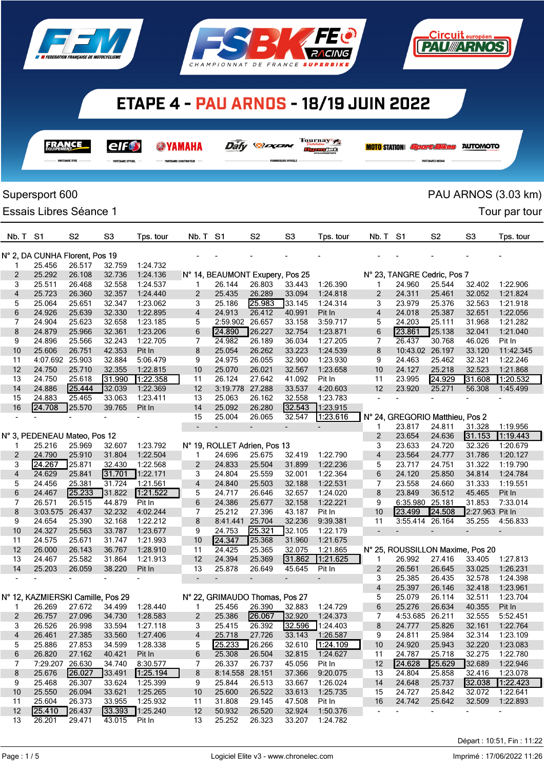# ETAPE 4 - PAU ARNOS - 18/19 JUIN 2022

Supersport 600 — PAU ARNOS (3.03 km)

Essais Libres Séance 1 — Tour par tour

### N° 2, DA CUNHA Florent, Pos 19

| Nb. T | S1 | S2 | S3 | Tps. tour |
|---|---|---|---|---|
| 1 | 25.456 | 26.517 | 32.759 | 1:24.732 |
| 2 | 25.292 | 26.108 | 32.736 | 1:24.136 |
| 3 | 25.511 | 26.468 | 32.558 | 1:24.537 |
| 4 | 25.723 | 26.360 | 32.357 | 1:24.440 |
| 5 | 25.064 | 25.651 | 32.347 | 1:23.062 |
| 6 | 24.926 | 25.639 | 32.330 | 1:22.895 |
| 7 | 24.904 | 25.623 | 32.658 | 1:23.185 |
| 8 | 24.879 | 25.966 | 32.361 | 1:23.206 |
| 9 | 24.896 | 25.566 | 32.243 | 1:22.705 |
| 10 | 25.606 | 26.058 | 42.353 | Pit In |
| 11 | 4:07.692 | 25.903 | 32.884 | 5:06.479 |
| 12 | 24.750 | 25.710 | 32.355 | 1:22.815 |
| 13 | 24.750 | 25.618 | 31.990 | 1:22.358 |
| 14 | 24.886 | 25.444 | 32.039 | 1:22.369 |
| 15 | 24.883 | 25.465 | 33.063 | 1:23.411 |
| 16 | 24.708 | 25.570 | 39.765 | Pit In |
| - | - | - | - | - |

### N° 3, PEDENEAU Mateo, Pos 12

| Nb. T | S1 | S2 | S3 | Tps. tour |
|---|---|---|---|---|
| 1 | 25.216 | 25.969 | 32.607 | 1:23.792 |
| 2 | 24.790 | 25.910 | 31.804 | 1:22.504 |
| 3 | 24.267 | 25.871 | 32.430 | 1:22.568 |
| 4 | 24.629 | 25.841 | 31.701 | 1:22.171 |
| 5 | 24.456 | 25.381 | 31.724 | 1:21.561 |
| 6 | 24.467 | 25.233 | 31.822 | 1:21.522 |
| 7 | 26.571 | 26.515 | 44.879 | Pit In |
| 8 | 3:03.575 | 26.437 | 32.232 | 4:02.244 |
| 9 | 24.654 | 25.390 | 32.168 | 1:22.212 |
| 10 | 24.327 | 25.563 | 33.787 | 1:23.677 |
| 11 | 24.575 | 25.671 | 31.747 | 1:21.993 |
| 12 | 26.000 | 26.143 | 36.767 | 1:28.910 |
| 13 | 24.467 | 25.582 | 31.864 | 1:21.913 |
| 14 | 25.203 | 26.059 | 38.220 | Pit In |
| - | - | - | - | - |

### N° 12, KAZMIERSKI Camille, Pos 29

| Nb. T | S1 | S2 | S3 | Tps. tour |
|---|---|---|---|---|
| 1 | 26.269 | 27.672 | 34.499 | 1:28.440 |
| 2 | 26.757 | 27.096 | 34.730 | 1:28.583 |
| 3 | 26.526 | 26.998 | 33.594 | 1:27.118 |
| 4 | 26.461 | 27.385 | 33.560 | 1:27.406 |
| 5 | 25.886 | 27.853 | 34.599 | 1:28.338 |
| 6 | 26.820 | 27.162 | 40.421 | Pit In |
| 7 | 7:29.207 | 26.630 | 34.740 | 8:30.577 |
| 8 | 25.676 | 26.027 | 33.491 | 1:25.194 |
| 9 | 25.468 | 26.307 | 33.624 | 1:25.399 |
| 10 | 25.550 | 26.094 | 33.621 | 1:25.265 |
| 11 | 25.604 | 26.373 | 33.955 | 1:25.932 |
| 12 | 25.410 | 26.437 | 33.393 | 1:25.240 |
| 13 | 26.201 | 29.471 | 43.015 | Pit In |

### N° 14, BEAUMONT Exupery, Pos 25

| Nb. T | S1 | S2 | S3 | Tps. tour |
|---|---|---|---|---|
| 1 | 26.144 | 26.803 | 33.443 | 1:26.390 |
| 2 | 25.435 | 26.289 | 33.094 | 1:24.818 |
| 3 | 25.186 | 25.983 | 33.145 | 1:24.314 |
| 4 | 24.913 | 26.412 | 40.991 | Pit In |
| 5 | 2:59.902 | 26.657 | 33.158 | 3:59.717 |
| 6 | 24.890 | 26.227 | 32.754 | 1:23.871 |
| 7 | 24.982 | 26.189 | 36.034 | 1:27.205 |
| 8 | 25.054 | 26.262 | 33.223 | 1:24.539 |
| 9 | 24.975 | 26.055 | 32.900 | 1:23.930 |
| 10 | 25.070 | 26.021 | 32.567 | 1:23.658 |
| 11 | 26.124 | 27.642 | 41.092 | Pit In |
| 12 | 3:19.778 | 27.288 | 33.537 | 4:20.603 |
| 13 | 25.063 | 26.162 | 32.558 | 1:23.783 |
| 14 | 25.092 | 26.280 | 32.543 | 1:23.915 |
| 15 | 25.004 | 26.065 | 32.547 | 1:23.616 |
| - | - | - | - | - |

### N° 19, ROLLET Adrien, Pos 13

| Nb. T | S1 | S2 | S3 | Tps. tour |
|---|---|---|---|---|
| 1 | 24.696 | 25.675 | 32.419 | 1:22.790 |
| 2 | 24.833 | 25.504 | 31.899 | 1:22.236 |
| 3 | 24.804 | 25.559 | 32.001 | 1:22.364 |
| 4 | 24.840 | 25.503 | 32.188 | 1:22.531 |
| 5 | 24.717 | 26.646 | 32.657 | 1:24.020 |
| 6 | 24.386 | 25.677 | 32.158 | 1:22.221 |
| 7 | 25.212 | 27.396 | 43.187 | Pit In |
| 8 | 8:41.441 | 25.704 | 32.236 | 9:39.381 |
| 9 | 24.753 | 25.321 | 32.105 | 1:22.179 |
| 10 | 24.347 | 25.368 | 31.960 | 1:21.675 |
| 11 | 24.425 | 25.365 | 32.075 | 1:21.865 |
| 12 | 24.394 | 25.369 | 31.862 | 1:21.625 |
| 13 | 25.878 | 26.649 | 45.645 | Pit In |
| - | - | - | - | - |

### N° 22, GRIMAUDO Thomas, Pos 27

| Nb. T | S1 | S2 | S3 | Tps. tour |
|---|---|---|---|---|
| 1 | 25.456 | 26.390 | 32.883 | 1:24.729 |
| 2 | 25.386 | 26.067 | 32.920 | 1:24.373 |
| 3 | 25.415 | 26.392 | 32.596 | 1:24.403 |
| 4 | 25.718 | 27.726 | 33.143 | 1:26.587 |
| 5 | 25.233 | 26.266 | 32.610 | 1:24.109 |
| 6 | 25.308 | 26.504 | 32.815 | 1:24.627 |
| 7 | 26.337 | 26.737 | 45.056 | Pit In |
| 8 | 8:14.558 | 28.151 | 37.366 | 9:20.075 |
| 9 | 25.844 | 26.513 | 33.667 | 1:26.024 |
| 10 | 25.600 | 26.522 | 33.613 | 1:25.735 |
| 11 | 31.808 | 29.145 | 47.508 | Pit In |
| 12 | 50.932 | 26.520 | 32.924 | 1:50.376 |
| 13 | 25.252 | 26.323 | 33.207 | 1:24.782 |

### N° 23, TANGRE Cedric, Pos 7

| Nb. T | S1 | S2 | S3 | Tps. tour |
|---|---|---|---|---|
| 1 | 24.960 | 25.544 | 32.402 | 1:22.906 |
| 2 | 24.311 | 25.461 | 32.052 | 1:21.824 |
| 3 | 23.979 | 25.376 | 32.563 | 1:21.918 |
| 4 | 24.018 | 25.387 | 32.651 | 1:22.056 |
| 5 | 24.203 | 25.111 | 31.968 | 1:21.282 |
| 6 | 23.861 | 25.138 | 32.041 | 1:21.040 |
| 7 | 26.437 | 30.768 | 46.026 | Pit In |
| 8 | 10:43.02 | 26.197 | 33.120 | 11:42.345 |
| 9 | 24.463 | 25.462 | 32.321 | 1:22.246 |
| 10 | 24.127 | 25.218 | 32.523 | 1:21.868 |
| 11 | 23.995 | 24.929 | 31.608 | 1:20.532 |
| 12 | 23.920 | 25.271 | 56.308 | 1:45.499 |
| - | - | - | - | - |

### N° 24, GREGORIO Matthieu, Pos 2

| Nb. T | S1 | S2 | S3 | Tps. tour |
|---|---|---|---|---|
| 1 | 23.817 | 24.811 | 31.328 | 1:19.956 |
| 2 | 23.654 | 24.636 | 31.153 | 1:19.443 |
| 3 | 23.633 | 24.720 | 32.326 | 1:20.679 |
| 4 | 23.564 | 24.777 | 31.786 | 1:20.127 |
| 5 | 23.717 | 24.751 | 31.322 | 1:19.790 |
| 6 | 24.120 | 25.850 | 34.814 | 1:24.784 |
| 7 | 23.558 | 24.660 | 31.333 | 1:19.551 |
| 8 | 23.849 | 36.512 | 45.465 | Pit In |
| 9 | 6:35.980 | 25.181 | 31.853 | 7:33.014 |
| 10 | 23.499 | 24.508 | 2:27.963 | Pit In |
| 11 | 3:55.414 | 26.164 | 35.255 | 4:56.833 |
| - | - | - | - | - |

### N° 25, ROUSSILLON Maxime, Pos 20

| Nb. T | S1 | S2 | S3 | Tps. tour |
|---|---|---|---|---|
| 1 | 26.992 | 27.416 | 33.405 | 1:27.813 |
| 2 | 26.561 | 26.645 | 33.025 | 1:26.231 |
| 3 | 25.385 | 26.435 | 32.578 | 1:24.398 |
| 4 | 25.397 | 26.146 | 32.418 | 1:23.961 |
| 5 | 25.079 | 26.114 | 32.511 | 1:23.704 |
| 6 | 25.276 | 26.634 | 40.355 | Pit In |
| 7 | 4:53.685 | 26.211 | 32.555 | 5:52.451 |
| 8 | 24.777 | 25.826 | 32.161 | 1:22.764 |
| 9 | 24.811 | 25.984 | 32.314 | 1:23.109 |
| 10 | 24.920 | 25.943 | 32.220 | 1:23.083 |
| 11 | 24.787 | 25.718 | 32.275 | 1:22.780 |
| 12 | 24.628 | 25.629 | 32.689 | 1:22.946 |
| 13 | 24.804 | 25.858 | 32.416 | 1:23.078 |
| 14 | 24.648 | 25.737 | 32.038 | 1:22.423 |
| 15 | 24.727 | 25.842 | 32.072 | 1:22.641 |
| 16 | 24.742 | 25.642 | 32.509 | 1:22.893 |
| - | - | - | - | - |

Départ : 10:51, Fin : 11:22

Logiciel Elite v3 - www.chronelec.com — Imprimé : 17/06/2022 11:26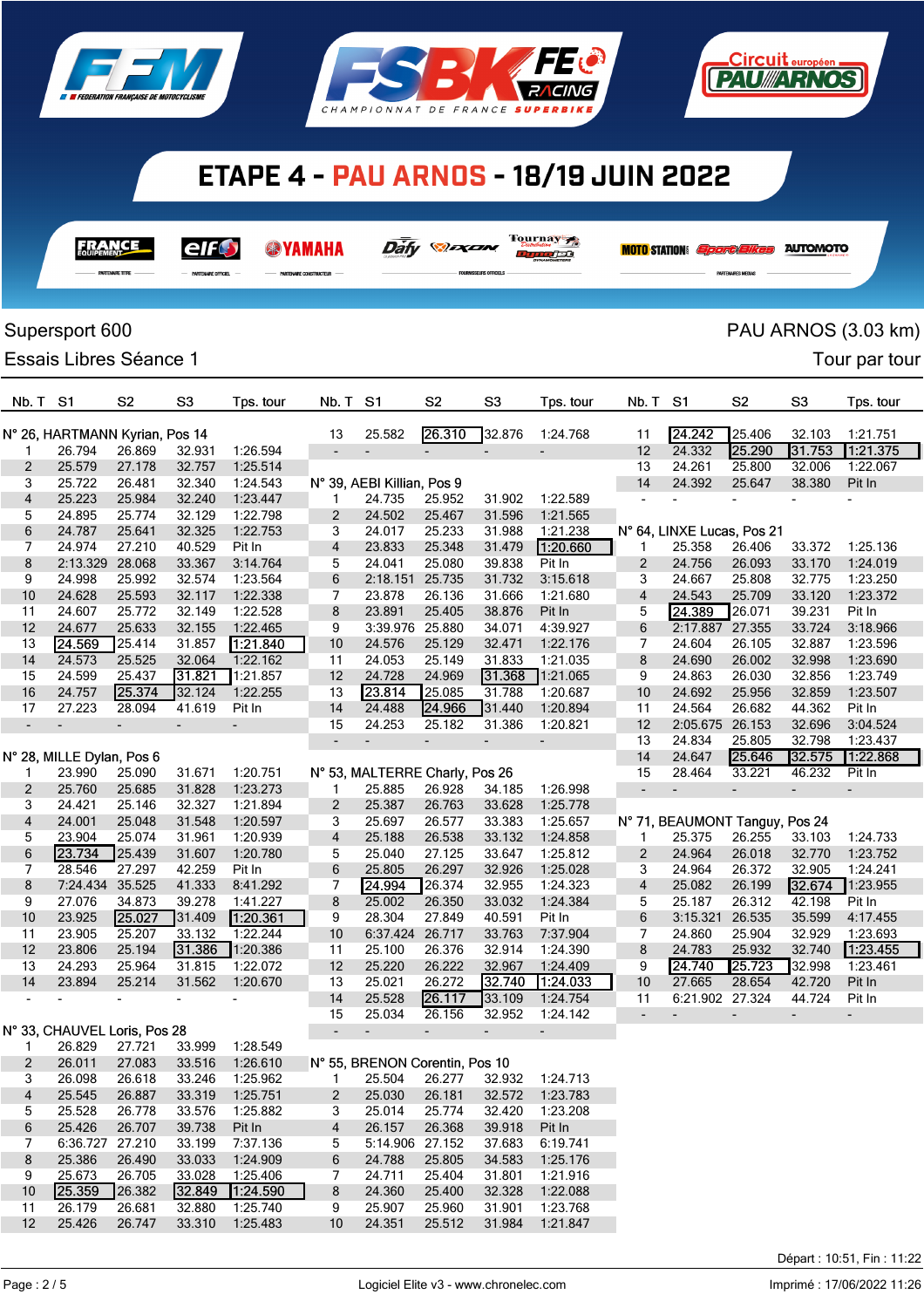# ETAPE 4 - PAU ARNOS - 18/19 JUIN 2022

Supersport 600 — PAU ARNOS (3.03 km)

Essais Libres Séance 1 — Tour par tour

### N° 26, HARTMANN Kyrian, Pos 14

| Nb. T | S1 | S2 | S3 | Tps. tour |
|---|---|---|---|---|
| 1 | 26.794 | 26.869 | 32.931 | 1:26.594 |
| 2 | 25.579 | 27.178 | 32.757 | 1:25.514 |
| 3 | 25.722 | 26.481 | 32.340 | 1:24.543 |
| 4 | 25.223 | 25.984 | 32.240 | 1:23.447 |
| 5 | 24.895 | 25.774 | 32.129 | 1:22.798 |
| 6 | 24.787 | 25.641 | 32.325 | 1:22.753 |
| 7 | 24.974 | 27.210 | 40.529 | Pit In |
| 8 | 2:13.329 | 28.068 | 33.367 | 3:14.764 |
| 9 | 24.998 | 25.992 | 32.574 | 1:23.564 |
| 10 | 24.628 | 25.593 | 32.117 | 1:22.338 |
| 11 | 24.607 | 25.772 | 32.149 | 1:22.528 |
| 12 | 24.677 | 25.633 | 32.155 | 1:22.465 |
| 13 | 24.569 | 25.414 | 31.857 | 1:21.840 |
| 14 | 24.573 | 25.525 | 32.064 | 1:22.162 |
| 15 | 24.599 | 25.437 | 31.821 | 1:21.857 |
| 16 | 24.757 | 25.374 | 32.124 | 1:22.255 |
| 17 | 27.223 | 28.094 | 41.619 | Pit In |
| - | - | - | - | - |

### N° 28, MILLE Dylan, Pos 6

| Nb. T | S1 | S2 | S3 | Tps. tour |
|---|---|---|---|---|
| 1 | 23.990 | 25.090 | 31.671 | 1:20.751 |
| 2 | 25.760 | 25.685 | 31.828 | 1:23.273 |
| 3 | 24.421 | 25.146 | 32.327 | 1:21.894 |
| 4 | 24.001 | 25.048 | 31.548 | 1:20.597 |
| 5 | 23.904 | 25.074 | 31.961 | 1:20.939 |
| 6 | 23.734 | 25.439 | 31.607 | 1:20.780 |
| 7 | 28.546 | 27.297 | 42.259 | Pit In |
| 8 | 7:24.434 | 35.525 | 41.333 | 8:41.292 |
| 9 | 27.076 | 34.873 | 39.278 | 1:41.227 |
| 10 | 23.925 | 25.027 | 31.409 | 1:20.361 |
| 11 | 23.905 | 25.207 | 33.132 | 1:22.244 |
| 12 | 23.806 | 25.194 | 31.386 | 1:20.386 |
| 13 | 24.293 | 25.964 | 31.815 | 1:22.072 |
| 14 | 23.894 | 25.214 | 31.562 | 1:20.670 |
| - | - | - | - | - |

### N° 33, CHAUVEL Loris, Pos 28

| Nb. T | S1 | S2 | S3 | Tps. tour |
|---|---|---|---|---|
| 1 | 26.829 | 27.721 | 33.999 | 1:28.549 |
| 2 | 26.011 | 27.083 | 33.516 | 1:26.610 |
| 3 | 26.098 | 26.618 | 33.246 | 1:25.962 |
| 4 | 25.545 | 26.887 | 33.319 | 1:25.751 |
| 5 | 25.528 | 26.778 | 33.576 | 1:25.882 |
| 6 | 25.426 | 26.707 | 39.738 | Pit In |
| 7 | 6:36.727 | 27.210 | 33.199 | 7:37.136 |
| 8 | 25.386 | 26.490 | 33.033 | 1:24.909 |
| 9 | 25.673 | 26.705 | 33.028 | 1:25.406 |
| 10 | 25.359 | 26.382 | 32.849 | 1:24.590 |
| 11 | 26.179 | 26.681 | 32.880 | 1:25.740 |
| 12 | 25.426 | 26.747 | 33.310 | 1:25.483 |
| 13 | 25.582 | 26.310 | 32.876 | 1:24.768 |
| - | - | - | - | - |

### N° 39, AEBI Killian, Pos 9

| Nb. T | S1 | S2 | S3 | Tps. tour |
|---|---|---|---|---|
| 1 | 24.735 | 25.952 | 31.902 | 1:22.589 |
| 2 | 24.502 | 25.467 | 31.596 | 1:21.565 |
| 3 | 24.017 | 25.233 | 31.988 | 1:21.238 |
| 4 | 23.833 | 25.348 | 31.479 | 1:20.660 |
| 5 | 24.041 | 25.080 | 39.838 | Pit In |
| 6 | 2:18.151 | 25.735 | 31.732 | 3:15.618 |
| 7 | 23.878 | 26.136 | 31.666 | 1:21.680 |
| 8 | 23.891 | 25.405 | 38.876 | Pit In |
| 9 | 3:39.976 | 25.880 | 34.071 | 4:39.927 |
| 10 | 24.576 | 25.129 | 32.471 | 1:22.176 |
| 11 | 24.053 | 25.149 | 31.833 | 1:21.035 |
| 12 | 24.728 | 24.969 | 31.368 | 1:21.065 |
| 13 | 23.814 | 25.085 | 31.788 | 1:20.687 |
| 14 | 24.488 | 24.966 | 31.440 | 1:20.894 |
| 15 | 24.253 | 25.182 | 31.386 | 1:20.821 |
| - | - | - | - | - |

### N° 53, MALTERRE Charly, Pos 26

| Nb. T | S1 | S2 | S3 | Tps. tour |
|---|---|---|---|---|
| 1 | 25.885 | 26.928 | 34.185 | 1:26.998 |
| 2 | 25.387 | 26.763 | 33.628 | 1:25.778 |
| 3 | 25.697 | 26.577 | 33.383 | 1:25.657 |
| 4 | 25.188 | 26.538 | 33.132 | 1:24.858 |
| 5 | 25.040 | 27.125 | 33.647 | 1:25.812 |
| 6 | 25.805 | 26.297 | 32.926 | 1:25.028 |
| 7 | 24.994 | 26.374 | 32.955 | 1:24.323 |
| 8 | 25.002 | 26.350 | 33.032 | 1:24.384 |
| 9 | 28.304 | 27.849 | 40.591 | Pit In |
| 10 | 6:37.424 | 26.717 | 33.763 | 7:37.904 |
| 11 | 25.100 | 26.376 | 32.914 | 1:24.390 |
| 12 | 25.220 | 26.222 | 32.967 | 1:24.409 |
| 13 | 25.021 | 26.272 | 32.740 | 1:24.033 |
| 14 | 25.528 | 26.117 | 33.109 | 1:24.754 |
| 15 | 25.034 | 26.156 | 32.952 | 1:24.142 |
| - | - | - | - | - |

### N° 55, BRENON Corentin, Pos 10

| Nb. T | S1 | S2 | S3 | Tps. tour |
|---|---|---|---|---|
| 1 | 25.504 | 26.277 | 32.932 | 1:24.713 |
| 2 | 25.030 | 26.181 | 32.572 | 1:23.783 |
| 3 | 25.014 | 25.774 | 32.420 | 1:23.208 |
| 4 | 26.157 | 26.368 | 39.918 | Pit In |
| 5 | 5:14.906 | 27.152 | 37.683 | 6:19.741 |
| 6 | 24.788 | 25.805 | 34.583 | 1:25.176 |
| 7 | 24.711 | 25.404 | 31.801 | 1:21.916 |
| 8 | 24.360 | 25.400 | 32.328 | 1:22.088 |
| 9 | 25.907 | 25.960 | 31.901 | 1:23.768 |
| 10 | 24.351 | 25.512 | 31.984 | 1:21.847 |
| 11 | 24.242 | 25.406 | 32.103 | 1:21.751 |
| 12 | 24.332 | 25.290 | 31.753 | 1:21.375 |
| 13 | 24.261 | 25.800 | 32.006 | 1:22.067 |
| 14 | 24.392 | 25.647 | 38.380 | Pit In |
| - | - | - | - | - |

### N° 64, LINXE Lucas, Pos 21

| Nb. T | S1 | S2 | S3 | Tps. tour |
|---|---|---|---|---|
| 1 | 25.358 | 26.406 | 33.372 | 1:25.136 |
| 2 | 24.756 | 26.093 | 33.170 | 1:24.019 |
| 3 | 24.667 | 25.808 | 32.775 | 1:23.250 |
| 4 | 24.543 | 25.709 | 33.120 | 1:23.372 |
| 5 | 24.389 | 26.071 | 39.231 | Pit In |
| 6 | 2:17.887 | 27.355 | 33.724 | 3:18.966 |
| 7 | 24.604 | 26.105 | 32.887 | 1:23.596 |
| 8 | 24.690 | 26.002 | 32.998 | 1:23.690 |
| 9 | 24.863 | 26.030 | 32.856 | 1:23.749 |
| 10 | 24.692 | 25.956 | 32.859 | 1:23.507 |
| 11 | 24.564 | 26.682 | 44.362 | Pit In |
| 12 | 2:05.675 | 26.153 | 32.696 | 3:04.524 |
| 13 | 24.834 | 25.805 | 32.798 | 1:23.437 |
| 14 | 24.647 | 25.646 | 32.575 | 1:22.868 |
| 15 | 28.464 | 33.221 | 46.232 | Pit In |
| - | - | - | - | - |

### N° 71, BEAUMONT Tanguy, Pos 24

| Nb. T | S1 | S2 | S3 | Tps. tour |
|---|---|---|---|---|
| 1 | 25.375 | 26.255 | 33.103 | 1:24.733 |
| 2 | 24.964 | 26.018 | 32.770 | 1:23.752 |
| 3 | 24.964 | 26.372 | 32.905 | 1:24.241 |
| 4 | 25.082 | 26.199 | 32.674 | 1:23.955 |
| 5 | 25.187 | 26.312 | 42.198 | Pit In |
| 6 | 3:15.321 | 26.535 | 35.599 | 4:17.455 |
| 7 | 24.860 | 25.904 | 32.929 | 1:23.693 |
| 8 | 24.783 | 25.932 | 32.740 | 1:23.455 |
| 9 | 24.740 | 25.723 | 32.998 | 1:23.461 |
| 10 | 27.665 | 28.654 | 42.720 | Pit In |
| 11 | 6:21.902 | 27.324 | 44.724 | Pit In |
| - | - | - | - | - |

Départ : 10:51, Fin : 11:22

Logiciel Elite v3 - www.chronelec.com

Imprimé : 17/06/2022 11:26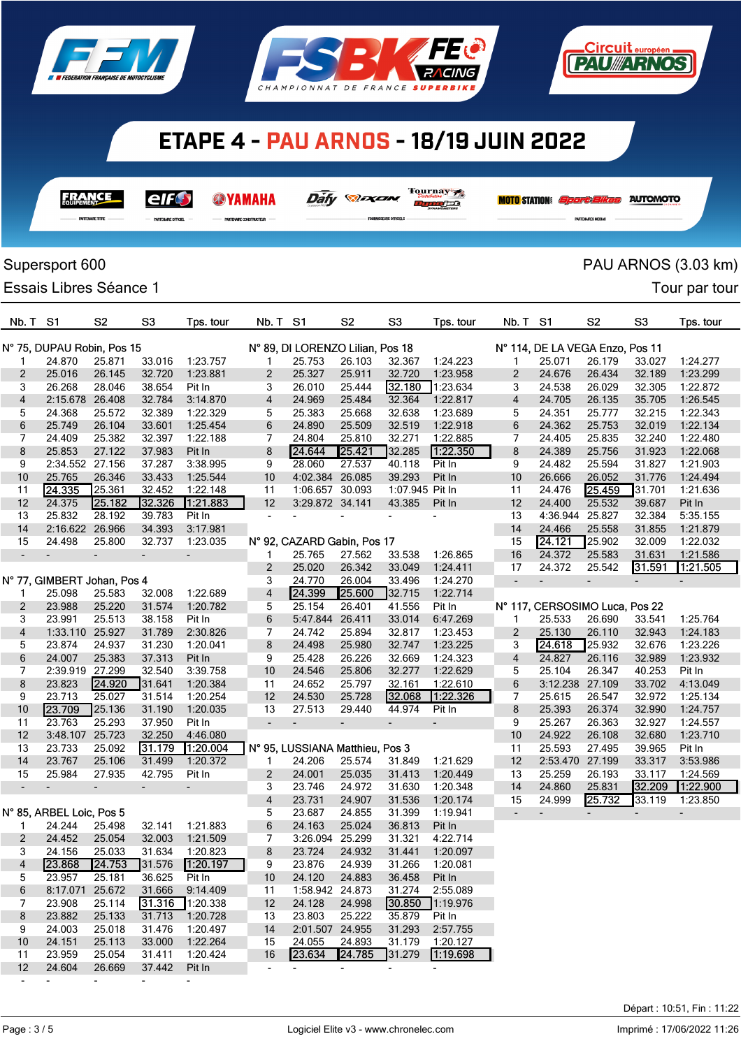# ETAPE 4 - PAU ARNOS - 18/19 JUIN 2022

Supersport 600 — PAU ARNOS (3.03 km)

Essais Libres Séance 1 — Tour par tour

### N° 75, DUPAU Robin, Pos 15

| Nb. T | S1 | S2 | S3 | Tps. tour |
|---|---|---|---|---|
| 1 | 24.870 | 25.871 | 33.016 | 1:23.757 |
| 2 | 25.016 | 26.145 | 32.720 | 1:23.881 |
| 3 | 26.268 | 28.046 | 38.654 | Pit In |
| 4 | 2:15.678 | 26.408 | 32.784 | 3:14.870 |
| 5 | 24.368 | 25.572 | 32.389 | 1:22.329 |
| 6 | 25.749 | 26.104 | 33.601 | 1:25.454 |
| 7 | 24.409 | 25.382 | 32.397 | 1:22.188 |
| 8 | 25.853 | 27.122 | 37.983 | Pit In |
| 9 | 2:34.552 | 27.156 | 37.287 | 3:38.995 |
| 10 | 25.765 | 26.346 | 33.433 | 1:25.544 |
| 11 | 24.335 | 25.361 | 32.452 | 1:22.148 |
| 12 | 24.375 | 25.182 | 32.326 | 1:21.883 |
| 13 | 25.832 | 28.192 | 39.783 | Pit In |
| 14 | 2:16.622 | 26.966 | 34.393 | 3:17.981 |
| 15 | 24.498 | 25.800 | 32.737 | 1:23.035 |
| - | - | - | - | - |

### N° 77, GIMBERT Johan, Pos 4

| Nb. T | S1 | S2 | S3 | Tps. tour |
|---|---|---|---|---|
| 1 | 25.098 | 25.583 | 32.008 | 1:22.689 |
| 2 | 23.988 | 25.220 | 31.574 | 1:20.782 |
| 3 | 23.991 | 25.513 | 38.158 | Pit In |
| 4 | 1:33.110 | 25.927 | 31.789 | 2:30.826 |
| 5 | 23.874 | 24.937 | 31.230 | 1:20.041 |
| 6 | 24.007 | 25.383 | 37.313 | Pit In |
| 7 | 2:39.919 | 27.299 | 32.540 | 3:39.758 |
| 8 | 23.823 | 24.920 | 31.641 | 1:20.384 |
| 9 | 23.713 | 25.027 | 31.514 | 1:20.254 |
| 10 | 23.709 | 25.136 | 31.190 | 1:20.035 |
| 11 | 23.763 | 25.293 | 37.950 | Pit In |
| 12 | 3:48.107 | 25.723 | 32.250 | 4:46.080 |
| 13 | 23.733 | 25.092 | 31.179 | 1:20.004 |
| 14 | 23.767 | 25.106 | 31.499 | 1:20.372 |
| 15 | 25.984 | 27.935 | 42.795 | Pit In |
| - | - | - | - | - |

### N° 85, ARBEL Loic, Pos 5

| Nb. T | S1 | S2 | S3 | Tps. tour |
|---|---|---|---|---|
| 1 | 24.244 | 25.498 | 32.141 | 1:21.883 |
| 2 | 24.452 | 25.054 | 32.003 | 1:21.509 |
| 3 | 24.156 | 25.033 | 31.634 | 1:20.823 |
| 4 | 23.868 | 24.753 | 31.576 | 1:20.197 |
| 5 | 23.957 | 25.181 | 36.625 | Pit In |
| 6 | 8:17.071 | 25.672 | 31.666 | 9:14.409 |
| 7 | 23.908 | 25.114 | 31.316 | 1:20.338 |
| 8 | 23.882 | 25.133 | 31.713 | 1:20.728 |
| 9 | 24.003 | 25.018 | 31.476 | 1:20.497 |
| 10 | 24.151 | 25.113 | 33.000 | 1:22.264 |
| 11 | 23.959 | 25.054 | 31.411 | 1:20.424 |
| 12 | 24.604 | 26.669 | 37.442 | Pit In |
| - | - | - | - | - |

### N° 89, DI LORENZO Lilian, Pos 18

| Nb. T | S1 | S2 | S3 | Tps. tour |
|---|---|---|---|---|
| 1 | 25.753 | 26.103 | 32.367 | 1:24.223 |
| 2 | 25.327 | 25.911 | 32.720 | 1:23.958 |
| 3 | 26.010 | 25.444 | 32.180 | 1:23.634 |
| 4 | 24.969 | 25.484 | 32.364 | 1:22.817 |
| 5 | 25.383 | 25.668 | 32.638 | 1:23.689 |
| 6 | 24.890 | 25.509 | 32.519 | 1:22.918 |
| 7 | 24.804 | 25.810 | 32.271 | 1:22.885 |
| 8 | 24.644 | 25.421 | 32.285 | 1:22.350 |
| 9 | 28.060 | 27.537 | 40.118 | Pit In |
| 10 | 4:02.384 | 26.085 | 39.293 | Pit In |
| 11 | 1:06.657 | 30.093 | 1:07.945 | Pit In |
| 12 | 3:29.872 | 34.141 | 43.385 | Pit In |
| - | - | - | - | - |

### N° 92, CAZARD Gabin, Pos 17

| Nb. T | S1 | S2 | S3 | Tps. tour |
|---|---|---|---|---|
| 1 | 25.765 | 27.562 | 33.538 | 1:26.865 |
| 2 | 25.020 | 26.342 | 33.049 | 1:24.411 |
| 3 | 24.770 | 26.004 | 33.496 | 1:24.270 |
| 4 | 24.399 | 25.600 | 32.715 | 1:22.714 |
| 5 | 25.154 | 26.401 | 41.556 | Pit In |
| 6 | 5:47.844 | 26.411 | 33.014 | 6:47.269 |
| 7 | 24.742 | 25.894 | 32.817 | 1:23.453 |
| 8 | 24.498 | 25.980 | 32.747 | 1:23.225 |
| 9 | 25.428 | 26.226 | 32.669 | 1:24.323 |
| 10 | 24.546 | 25.806 | 32.277 | 1:22.629 |
| 11 | 24.652 | 25.797 | 32.161 | 1:22.610 |
| 12 | 24.530 | 25.728 | 32.068 | 1:22.326 |
| 13 | 27.513 | 29.440 | 44.974 | Pit In |
| - | - | - | - | - |

### N° 95, LUSSIANA Matthieu, Pos 3

| Nb. T | S1 | S2 | S3 | Tps. tour |
|---|---|---|---|---|
| 1 | 24.206 | 25.574 | 31.849 | 1:21.629 |
| 2 | 24.001 | 25.035 | 31.413 | 1:20.449 |
| 3 | 23.746 | 24.972 | 31.630 | 1:20.348 |
| 4 | 23.731 | 24.907 | 31.536 | 1:20.174 |
| 5 | 23.687 | 24.855 | 31.399 | 1:19.941 |
| 6 | 24.163 | 25.024 | 36.813 | Pit In |
| 7 | 3:26.094 | 25.299 | 31.321 | 4:22.714 |
| 8 | 23.724 | 24.932 | 31.441 | 1:20.097 |
| 9 | 23.876 | 24.939 | 31.266 | 1:20.081 |
| 10 | 24.120 | 24.883 | 36.458 | Pit In |
| 11 | 1:58.942 | 24.873 | 31.274 | 2:55.089 |
| 12 | 24.128 | 24.998 | 30.850 | 1:19.976 |
| 13 | 23.803 | 25.222 | 35.879 | Pit In |
| 14 | 2:01.507 | 24.955 | 31.293 | 2:57.755 |
| 15 | 24.055 | 24.893 | 31.179 | 1:20.127 |
| 16 | 23.634 | 24.785 | 31.279 | 1:19.698 |
| - | - | - | - | - |

### N° 114, DE LA VEGA Enzo, Pos 11

| Nb. T | S1 | S2 | S3 | Tps. tour |
|---|---|---|---|---|
| 1 | 25.071 | 26.179 | 33.027 | 1:24.277 |
| 2 | 24.676 | 26.434 | 32.189 | 1:23.299 |
| 3 | 24.538 | 26.029 | 32.305 | 1:22.872 |
| 4 | 24.705 | 26.135 | 35.705 | 1:26.545 |
| 5 | 24.351 | 25.777 | 32.215 | 1:22.343 |
| 6 | 24.362 | 25.753 | 32.019 | 1:22.134 |
| 7 | 24.405 | 25.835 | 32.240 | 1:22.480 |
| 8 | 24.389 | 25.756 | 31.923 | 1:22.068 |
| 9 | 24.482 | 25.594 | 31.827 | 1:21.903 |
| 10 | 26.666 | 26.052 | 31.776 | 1:24.494 |
| 11 | 24.476 | 25.459 | 31.701 | 1:21.636 |
| 12 | 24.400 | 25.532 | 39.687 | Pit In |
| 13 | 4:36.944 | 25.827 | 32.384 | 5:35.155 |
| 14 | 24.466 | 25.558 | 31.855 | 1:21.879 |
| 15 | 24.121 | 25.902 | 32.009 | 1:22.032 |
| 16 | 24.372 | 25.583 | 31.631 | 1:21.586 |
| 17 | 24.372 | 25.542 | 31.591 | 1:21.505 |
| - | - | - | - | - |

### N° 117, CERSOSIMO Luca, Pos 22

| Nb. T | S1 | S2 | S3 | Tps. tour |
|---|---|---|---|---|
| 1 | 25.533 | 26.690 | 33.541 | 1:25.764 |
| 2 | 25.130 | 26.110 | 32.943 | 1:24.183 |
| 3 | 24.618 | 25.932 | 32.676 | 1:23.226 |
| 4 | 24.827 | 26.116 | 32.989 | 1:23.932 |
| 5 | 25.104 | 26.347 | 40.253 | Pit In |
| 6 | 3:12.238 | 27.109 | 33.702 | 4:13.049 |
| 7 | 25.615 | 26.547 | 32.972 | 1:25.134 |
| 8 | 25.393 | 26.374 | 32.990 | 1:24.757 |
| 9 | 25.267 | 26.363 | 32.927 | 1:24.557 |
| 10 | 24.922 | 26.108 | 32.680 | 1:23.710 |
| 11 | 25.593 | 27.495 | 39.965 | Pit In |
| 12 | 2:53.470 | 27.199 | 33.317 | 3:53.986 |
| 13 | 25.259 | 26.193 | 33.117 | 1:24.569 |
| 14 | 24.860 | 25.831 | 32.209 | 1:22.900 |
| 15 | 24.999 | 25.732 | 33.119 | 1:23.850 |
| - | - | - | - | - |

Départ : 10:51, Fin : 11:22

Logiciel Elite v3 - www.chronelec.com

Imprimé : 17/06/2022 11:26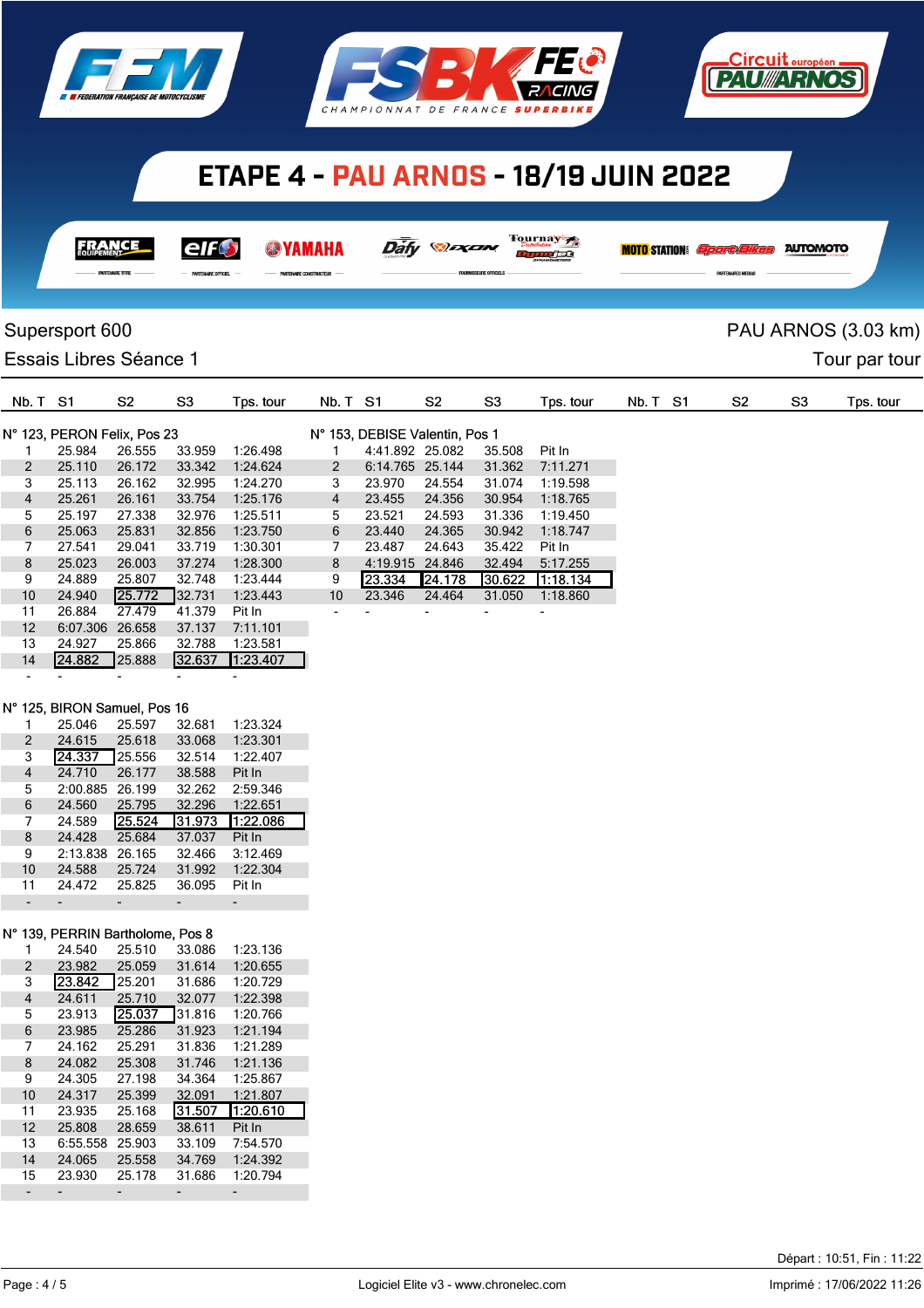# ETAPE 4 - PAU ARNOS - 18/19 JUIN 2022

FFM - Fédération Française de Motocyclisme | FSBK FE Racing - Championnat de France Superbike | Circuit européen Pau Arnos

Supersport 600 — PAU ARNOS (3.03 km)

Essais Libres Séance 1 — Tour par tour

### N° 123, PERON Felix, Pos 23

| Nb. T | S1 | S2 | S3 | Tps. tour |
|---|---|---|---|---|
| 1 | 25.984 | 26.555 | 33.959 | 1:26.498 |
| 2 | 25.110 | 26.172 | 33.342 | 1:24.624 |
| 3 | 25.113 | 26.162 | 32.995 | 1:24.270 |
| 4 | 25.261 | 26.161 | 33.754 | 1:25.176 |
| 5 | 25.197 | 27.338 | 32.976 | 1:25.511 |
| 6 | 25.063 | 25.831 | 32.856 | 1:23.750 |
| 7 | 27.541 | 29.041 | 33.719 | 1:30.301 |
| 8 | 25.023 | 26.003 | 37.274 | 1:28.300 |
| 9 | 24.889 | 25.807 | 32.748 | 1:23.444 |
| 10 | 24.940 | 25.772 | 32.731 | 1:23.443 |
| 11 | 26.884 | 27.479 | 41.379 | Pit In |
| 12 | 6:07.306 | 26.658 | 37.137 | 7:11.101 |
| 13 | 24.927 | 25.866 | 32.788 | 1:23.581 |
| 14 | 24.882 | 25.888 | 32.637 | 1:23.407 |
| - | - | - | - | - |

### N° 125, BIRON Samuel, Pos 16

| Nb. T | S1 | S2 | S3 | Tps. tour |
|---|---|---|---|---|
| 1 | 25.046 | 25.597 | 32.681 | 1:23.324 |
| 2 | 24.615 | 25.618 | 33.068 | 1:23.301 |
| 3 | 24.337 | 25.556 | 32.514 | 1:22.407 |
| 4 | 24.710 | 26.177 | 38.588 | Pit In |
| 5 | 2:00.885 | 26.199 | 32.262 | 2:59.346 |
| 6 | 24.560 | 25.795 | 32.296 | 1:22.651 |
| 7 | 24.589 | 25.524 | 31.973 | 1:22.086 |
| 8 | 24.428 | 25.684 | 37.037 | Pit In |
| 9 | 2:13.838 | 26.165 | 32.466 | 3:12.469 |
| 10 | 24.588 | 25.724 | 31.992 | 1:22.304 |
| 11 | 24.472 | 25.825 | 36.095 | Pit In |
| - | - | - | - | - |

### N° 139, PERRIN Bartholome, Pos 8

| Nb. T | S1 | S2 | S3 | Tps. tour |
|---|---|---|---|---|
| 1 | 24.540 | 25.510 | 33.086 | 1:23.136 |
| 2 | 23.982 | 25.059 | 31.614 | 1:20.655 |
| 3 | 23.842 | 25.201 | 31.686 | 1:20.729 |
| 4 | 24.611 | 25.710 | 32.077 | 1:22.398 |
| 5 | 23.913 | 25.037 | 31.816 | 1:20.766 |
| 6 | 23.985 | 25.286 | 31.923 | 1:21.194 |
| 7 | 24.162 | 25.291 | 31.836 | 1:21.289 |
| 8 | 24.082 | 25.308 | 31.746 | 1:21.136 |
| 9 | 24.305 | 27.198 | 34.364 | 1:25.867 |
| 10 | 24.317 | 25.399 | 32.091 | 1:21.807 |
| 11 | 23.935 | 25.168 | 31.507 | 1:20.610 |
| 12 | 25.808 | 28.659 | 38.611 | Pit In |
| 13 | 6:55.558 | 25.903 | 33.109 | 7:54.570 |
| 14 | 24.065 | 25.558 | 34.769 | 1:24.392 |
| 15 | 23.930 | 25.178 | 31.686 | 1:20.794 |
| - | - | - | - | - |

### N° 153, DEBISE Valentin, Pos 1

| Nb. T | S1 | S2 | S3 | Tps. tour |
|---|---|---|---|---|
| 1 | 4:41.892 | 25.082 | 35.508 | Pit In |
| 2 | 6:14.765 | 25.144 | 31.362 | 7:11.271 |
| 3 | 23.970 | 24.554 | 31.074 | 1:19.598 |
| 4 | 23.455 | 24.356 | 30.954 | 1:18.765 |
| 5 | 23.521 | 24.593 | 31.336 | 1:19.450 |
| 6 | 23.440 | 24.365 | 30.942 | 1:18.747 |
| 7 | 23.487 | 24.643 | 35.422 | Pit In |
| 8 | 4:19.915 | 24.846 | 32.494 | 5:17.255 |
| 9 | 23.334 | 24.178 | 30.622 | 1:18.134 |
| 10 | 23.346 | 24.464 | 31.050 | 1:18.860 |
| - | - | - | - | - |

Départ : 10:51, Fin : 11:22

Logiciel Elite v3 - www.chronelec.com — Imprimé : 17/06/2022 11:26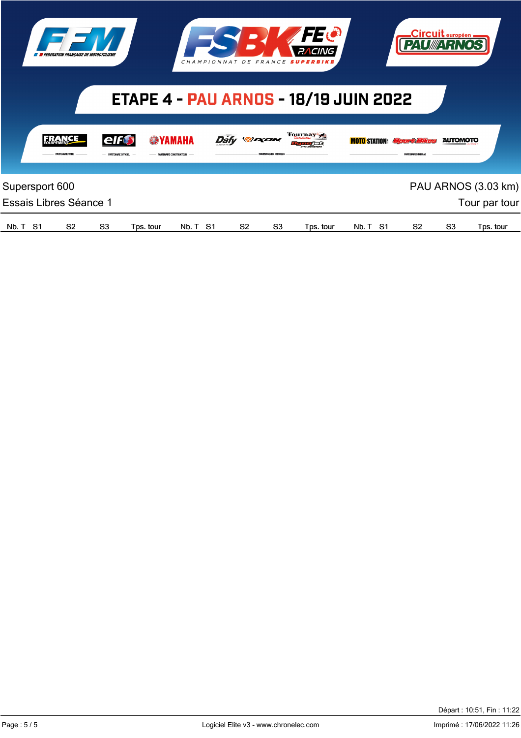# ETAPE 4 - PAU ARNOS - 18/19 JUIN 2022

Supersport 600 | PAU ARNOS (3.03 km)

Essais Libres Séance 1 | Tour par tour

| Nb. T | S1 | S2 | S3 | Tps. tour | Nb. T | S1 | S2 | S3 | Tps. tour | Nb. T | S1 | S2 | S3 | Tps. tour |
|---|---|---|---|---|---|---|---|---|---|---|---|---|---|---|

Départ : 10:51, Fin : 11:22

Logiciel Elite v3 - www.chronelec.com

Imprimé : 17/06/2022 11:26